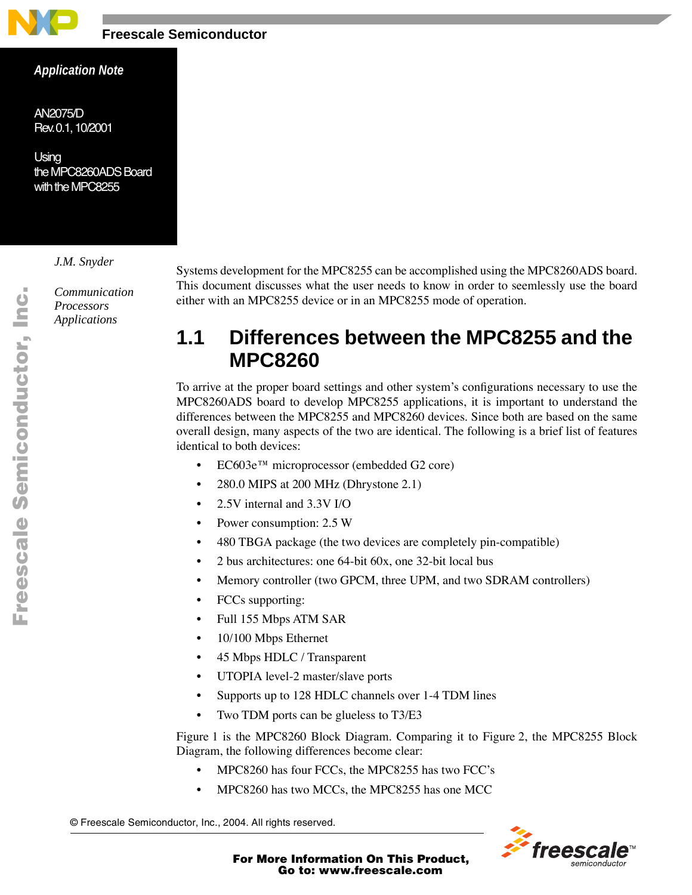Freescale Semiconductor

*Application Note*

AN2075/D
Rev.0.1, 10/2001

Using the MPC8260ADS Board with the MPC8255

*J.M. Snyder*

*Communication Processors Applications*

Systems development for the MPC8255 can be accomplished using the MPC8260ADS board. This document discusses what the user needs to know in order to seemlessly use the board either with an MPC8255 device or in an MPC8255 mode of operation.

## 1.1 Differences between the MPC8255 and the MPC8260

To arrive at the proper board settings and other system's configurations necessary to use the MPC8260ADS board to develop MPC8255 applications, it is important to understand the differences between the MPC8255 and MPC8260 devices. Since both are based on the same overall design, many aspects of the two are identical. The following is a brief list of features identical to both devices:

- EC603e™ microprocessor (embedded G2 core)
- 280.0 MIPS at 200 MHz (Dhrystone 2.1)
- 2.5V internal and 3.3V I/O
- Power consumption: 2.5 W
- 480 TBGA package (the two devices are completely pin-compatible)
- 2 bus architectures: one 64-bit 60x, one 32-bit local bus
- Memory controller (two GPCM, three UPM, and two SDRAM controllers)
- FCCs supporting:
- Full 155 Mbps ATM SAR
- 10/100 Mbps Ethernet
- 45 Mbps HDLC / Transparent
- UTOPIA level-2 master/slave ports
- Supports up to 128 HDLC channels over 1-4 TDM lines
- Two TDM ports can be glueless to T3/E3

Figure 1 is the MPC8260 Block Diagram. Comparing it to Figure 2, the MPC8255 Block Diagram, the following differences become clear:

- MPC8260 has four FCCs, the MPC8255 has two FCC's
- MPC8260 has two MCCs, the MPC8255 has one MCC

© Freescale Semiconductor, Inc., 2004. All rights reserved.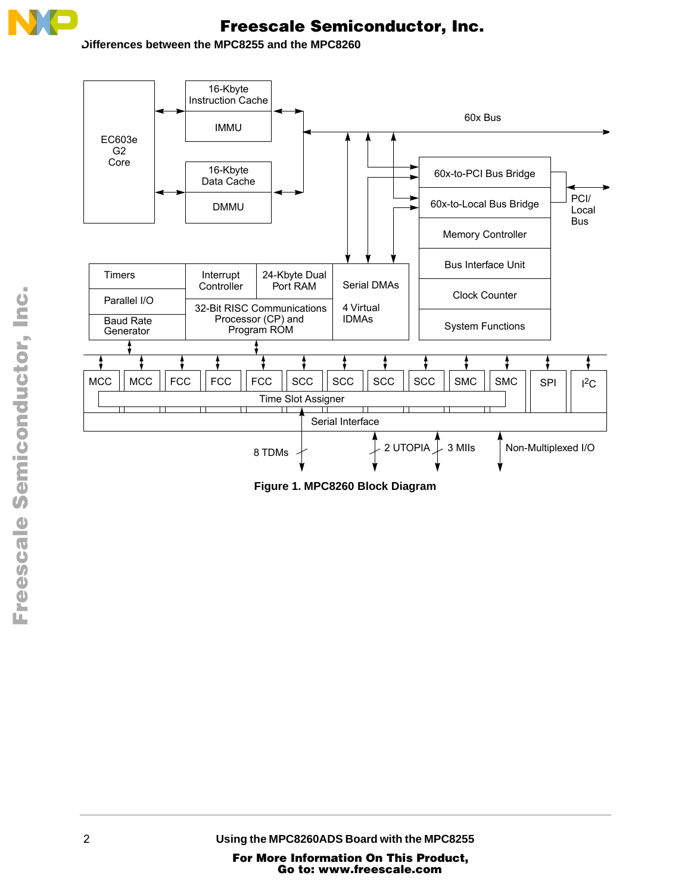Figure 1. MPC8260 Block Diagram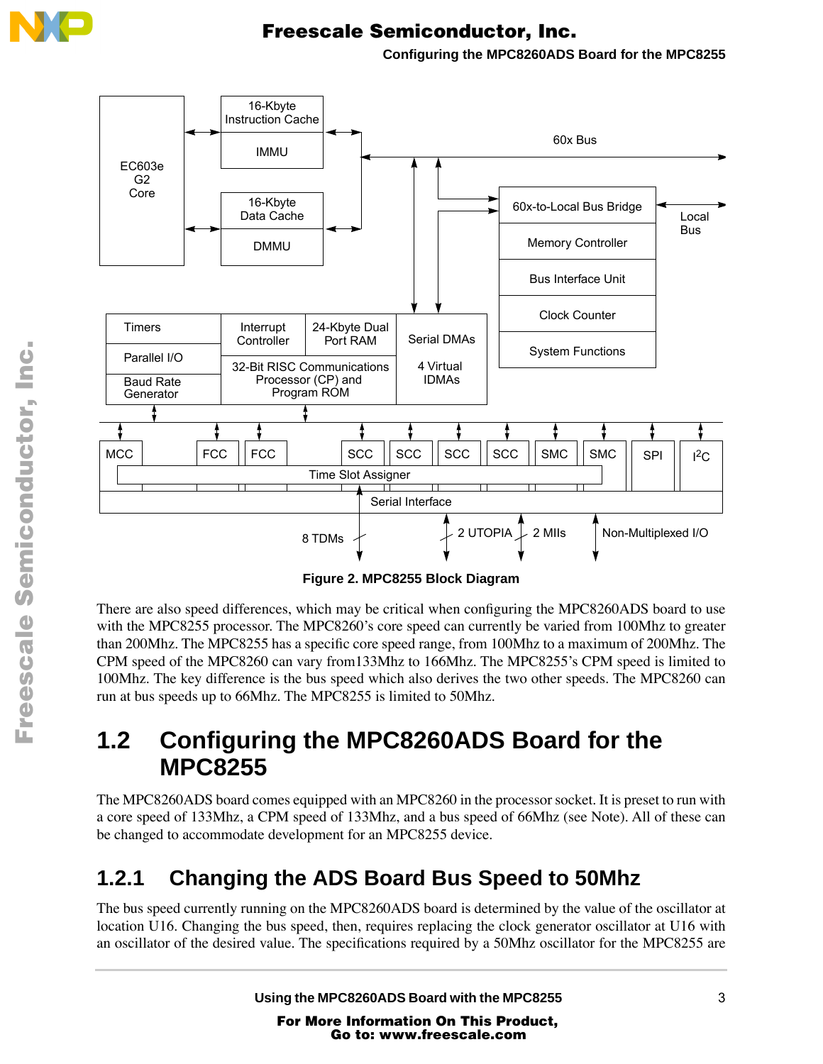Figure 2. MPC8255 Block Diagram

There are also speed differences, which may be critical when configuring the MPC8260ADS board to use with the MPC8255 processor. The MPC8260's core speed can currently be varied from 100Mhz to greater than 200Mhz. The MPC8255 has a specific core speed range, from 100Mhz to a maximum of 200Mhz. The CPM speed of the MPC8260 can vary from133Mhz to 166Mhz. The MPC8255's CPM speed is limited to 100Mhz. The key difference is the bus speed which also derives the two other speeds. The MPC8260 can run at bus speeds up to 66Mhz. The MPC8255 is limited to 50Mhz.

## 1.2 Configuring the MPC8260ADS Board for the MPC8255

The MPC8260ADS board comes equipped with an MPC8260 in the processor socket. It is preset to run with a core speed of 133Mhz, a CPM speed of 133Mhz, and a bus speed of 66Mhz (see Note). All of these can be changed to accommodate development for an MPC8255 device.

### 1.2.1 Changing the ADS Board Bus Speed to 50Mhz

The bus speed currently running on the MPC8260ADS board is determined by the value of the oscillator at location U16. Changing the bus speed, then, requires replacing the clock generator oscillator at U16 with an oscillator of the desired value. The specifications required by a 50Mhz oscillator for the MPC8255 are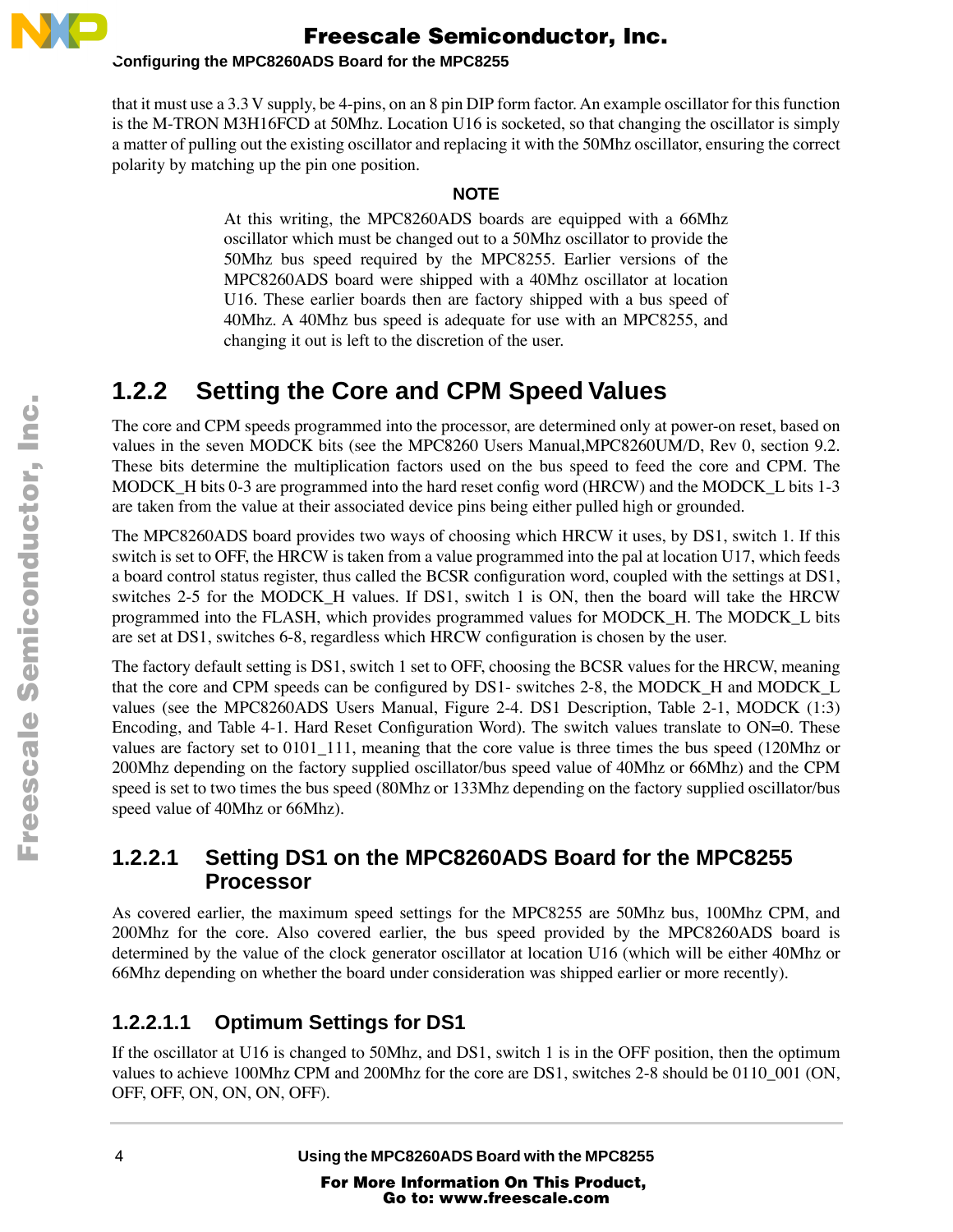that it must use a 3.3 V supply, be 4-pins, on an 8 pin DIP form factor. An example oscillator for this function is the M-TRON M3H16FCD at 50Mhz. Location U16 is socketed, so that changing the oscillator is simply a matter of pulling out the existing oscillator and replacing it with the 50Mhz oscillator, ensuring the correct polarity by matching up the pin one position.

**NOTE**

At this writing, the MPC8260ADS boards are equipped with a 66Mhz oscillator which must be changed out to a 50Mhz oscillator to provide the 50Mhz bus speed required by the MPC8255. Earlier versions of the MPC8260ADS board were shipped with a 40Mhz oscillator at location U16. These earlier boards then are factory shipped with a bus speed of 40Mhz. A 40Mhz bus speed is adequate for use with an MPC8255, and changing it out is left to the discretion of the user.

## 1.2.2 Setting the Core and CPM Speed Values

The core and CPM speeds programmed into the processor, are determined only at power-on reset, based on values in the seven MODCK bits (see the MPC8260 Users Manual,MPC8260UM/D, Rev 0, section 9.2. These bits determine the multiplication factors used on the bus speed to feed the core and CPM. The MODCK_H bits 0-3 are programmed into the hard reset config word (HRCW) and the MODCK_L bits 1-3 are taken from the value at their associated device pins being either pulled high or grounded.

The MPC8260ADS board provides two ways of choosing which HRCW it uses, by DS1, switch 1. If this switch is set to OFF, the HRCW is taken from a value programmed into the pal at location U17, which feeds a board control status register, thus called the BCSR configuration word, coupled with the settings at DS1, switches 2-5 for the MODCK_H values. If DS1, switch 1 is ON, then the board will take the HRCW programmed into the FLASH, which provides programmed values for MODCK_H. The MODCK_L bits are set at DS1, switches 6-8, regardless which HRCW configuration is chosen by the user.

The factory default setting is DS1, switch 1 set to OFF, choosing the BCSR values for the HRCW, meaning that the core and CPM speeds can be configured by DS1- switches 2-8, the MODCK_H and MODCK_L values (see the MPC8260ADS Users Manual, Figure 2-4. DS1 Description, Table 2-1, MODCK (1:3) Encoding, and Table 4-1. Hard Reset Configuration Word). The switch values translate to ON=0. These values are factory set to 0101_111, meaning that the core value is three times the bus speed (120Mhz or 200Mhz depending on the factory supplied oscillator/bus speed value of 40Mhz or 66Mhz) and the CPM speed is set to two times the bus speed (80Mhz or 133Mhz depending on the factory supplied oscillator/bus speed value of 40Mhz or 66Mhz).

### 1.2.2.1 Setting DS1 on the MPC8260ADS Board for the MPC8255 Processor

As covered earlier, the maximum speed settings for the MPC8255 are 50Mhz bus, 100Mhz CPM, and 200Mhz for the core. Also covered earlier, the bus speed provided by the MPC8260ADS board is determined by the value of the clock generator oscillator at location U16 (which will be either 40Mhz or 66Mhz depending on whether the board under consideration was shipped earlier or more recently).

#### 1.2.2.1.1 Optimum Settings for DS1

If the oscillator at U16 is changed to 50Mhz, and DS1, switch 1 is in the OFF position, then the optimum values to achieve 100Mhz CPM and 200Mhz for the core are DS1, switches 2-8 should be 0110_001 (ON, OFF, OFF, ON, ON, ON, OFF).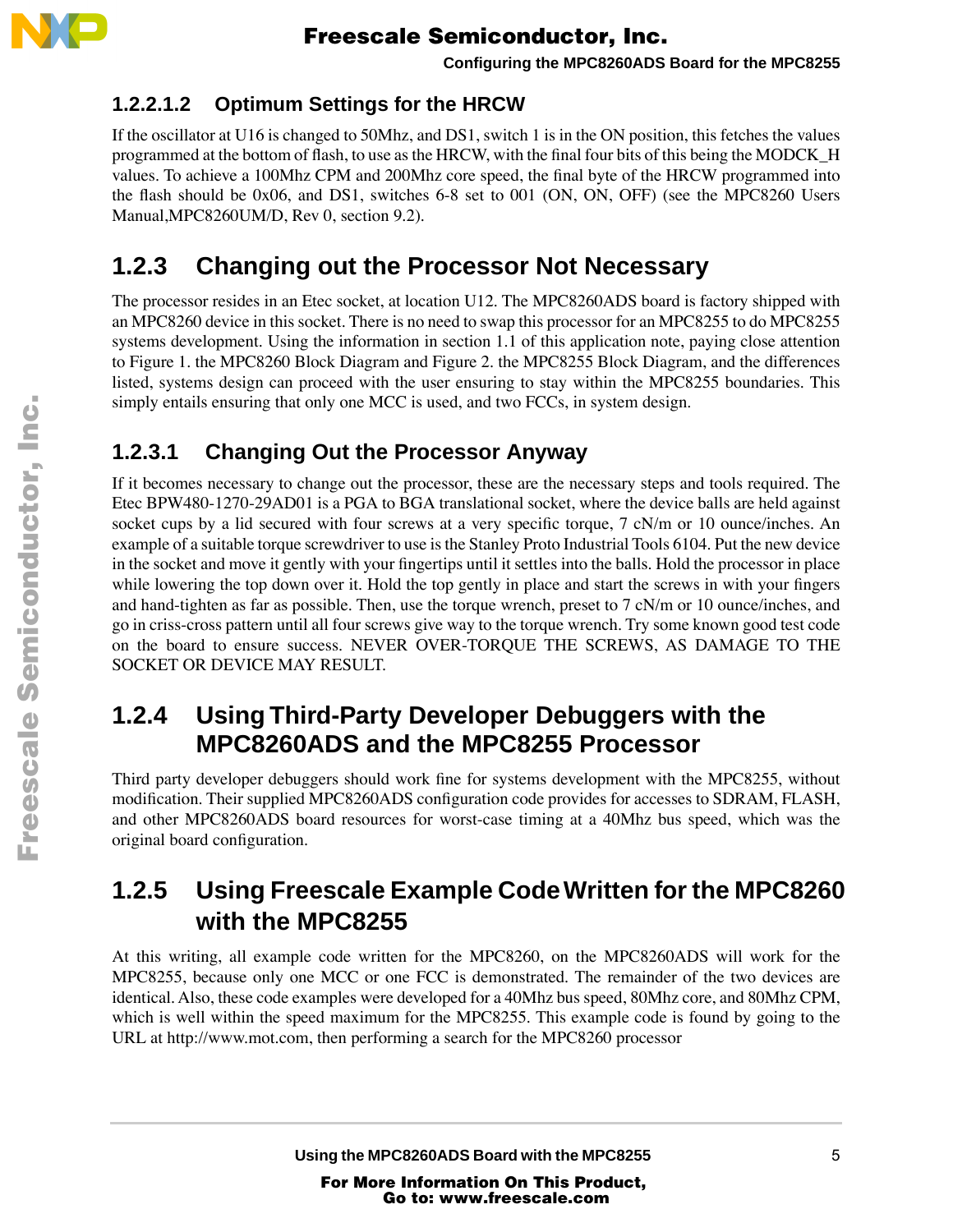#### 1.2.2.1.2 Optimum Settings for the HRCW

If the oscillator at U16 is changed to 50Mhz, and DS1, switch 1 is in the ON position, this fetches the values programmed at the bottom of flash, to use as the HRCW, with the final four bits of this being the MODCK_H values. To achieve a 100Mhz CPM and 200Mhz core speed, the final byte of the HRCW programmed into the flash should be 0x06, and DS1, switches 6-8 set to 001 (ON, ON, OFF) (see the MPC8260 Users Manual,MPC8260UM/D, Rev 0, section 9.2).

## 1.2.3 Changing out the Processor Not Necessary

The processor resides in an Etec socket, at location U12. The MPC8260ADS board is factory shipped with an MPC8260 device in this socket. There is no need to swap this processor for an MPC8255 to do MPC8255 systems development. Using the information in section 1.1 of this application note, paying close attention to Figure 1. the MPC8260 Block Diagram and Figure 2. the MPC8255 Block Diagram, and the differences listed, systems design can proceed with the user ensuring to stay within the MPC8255 boundaries. This simply entails ensuring that only one MCC is used, and two FCCs, in system design.

### 1.2.3.1 Changing Out the Processor Anyway

If it becomes necessary to change out the processor, these are the necessary steps and tools required. The Etec BPW480-1270-29AD01 is a PGA to BGA translational socket, where the device balls are held against socket cups by a lid secured with four screws at a very specific torque, 7 cN/m or 10 ounce/inches. An example of a suitable torque screwdriver to use is the Stanley Proto Industrial Tools 6104. Put the new device in the socket and move it gently with your fingertips until it settles into the balls. Hold the processor in place while lowering the top down over it. Hold the top gently in place and start the screws in with your fingers and hand-tighten as far as possible. Then, use the torque wrench, preset to 7 cN/m or 10 ounce/inches, and go in criss-cross pattern until all four screws give way to the torque wrench. Try some known good test code on the board to ensure success. NEVER OVER-TORQUE THE SCREWS, AS DAMAGE TO THE SOCKET OR DEVICE MAY RESULT.

## 1.2.4 Using Third-Party Developer Debuggers with the MPC8260ADS and the MPC8255 Processor

Third party developer debuggers should work fine for systems development with the MPC8255, without modification. Their supplied MPC8260ADS configuration code provides for accesses to SDRAM, FLASH, and other MPC8260ADS board resources for worst-case timing at a 40Mhz bus speed, which was the original board configuration.

## 1.2.5 Using Freescale Example Code Written for the MPC8260 with the MPC8255

At this writing, all example code written for the MPC8260, on the MPC8260ADS will work for the MPC8255, because only one MCC or one FCC is demonstrated. The remainder of the two devices are identical. Also, these code examples were developed for a 40Mhz bus speed, 80Mhz core, and 80Mhz CPM, which is well within the speed maximum for the MPC8255. This example code is found by going to the URL at http://www.mot.com, then performing a search for the MPC8260 processor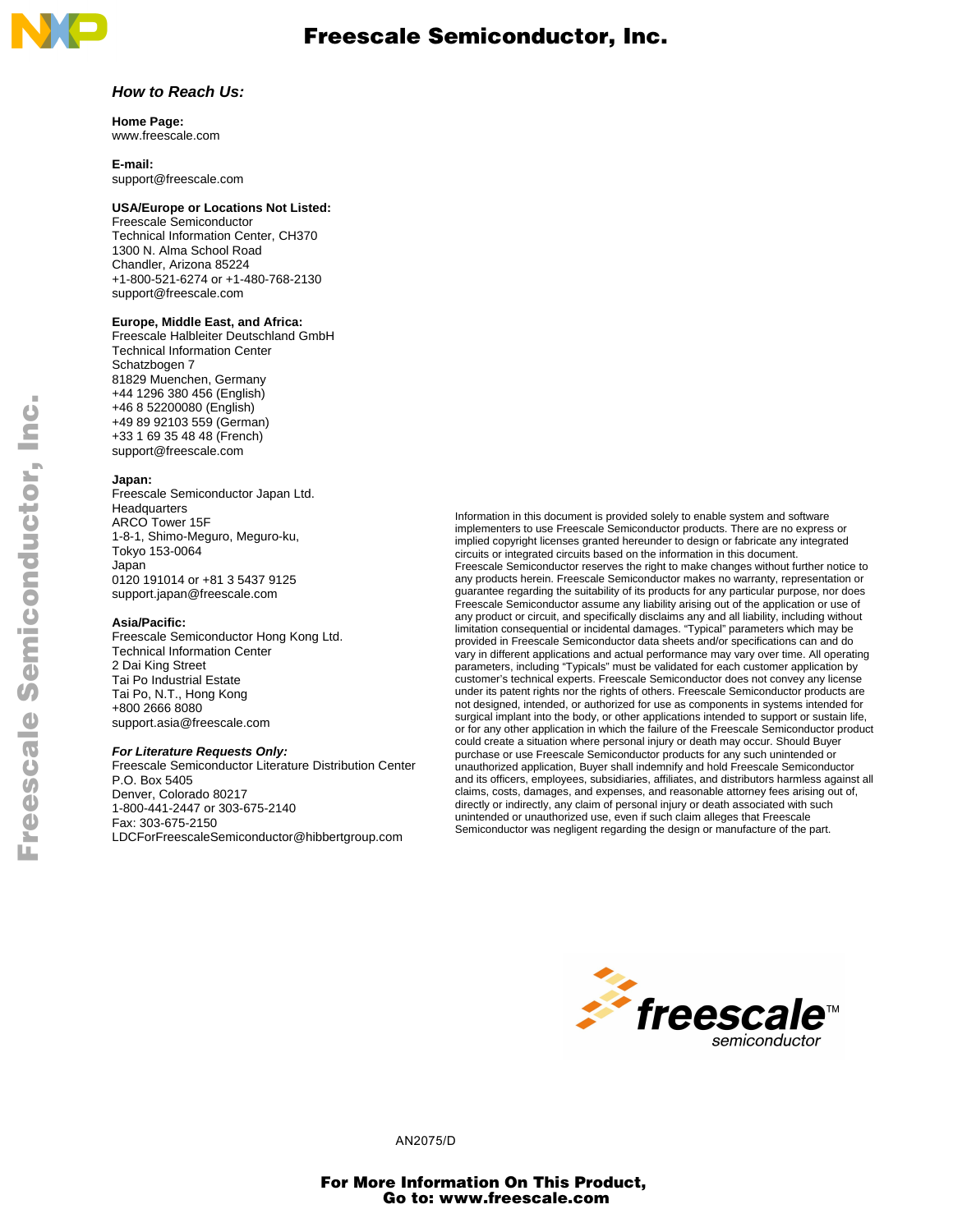### *How to Reach Us:*

**Home Page:**
www.freescale.com

**E-mail:**
support@freescale.com

**USA/Europe or Locations Not Listed:**
Freescale Semiconductor
Technical Information Center, CH370
1300 N. Alma School Road
Chandler, Arizona 85224
+1-800-521-6274 or +1-480-768-2130
support@freescale.com

**Europe, Middle East, and Africa:**
Freescale Halbleiter Deutschland GmbH
Technical Information Center
Schatzbogen 7
81829 Muenchen, Germany
+44 1296 380 456 (English)
+46 8 52200080 (English)
+49 89 92103 559 (German)
+33 1 69 35 48 48 (French)
support@freescale.com

**Japan:**
Freescale Semiconductor Japan Ltd.
Headquarters
ARCO Tower 15F
1-8-1, Shimo-Meguro, Meguro-ku,
Tokyo 153-0064
Japan
0120 191014 or +81 3 5437 9125
support.japan@freescale.com

**Asia/Pacific:**
Freescale Semiconductor Hong Kong Ltd.
Technical Information Center
2 Dai King Street
Tai Po Industrial Estate
Tai Po, N.T., Hong Kong
+800 2666 8080
support.asia@freescale.com

***For Literature Requests Only:***
Freescale Semiconductor Literature Distribution Center
P.O. Box 5405
Denver, Colorado 80217
1-800-441-2447 or 303-675-2140
Fax: 303-675-2150
LDCForFreescaleSemiconductor@hibbertgroup.com

Information in this document is provided solely to enable system and software implementers to use Freescale Semiconductor products. There are no express or implied copyright licenses granted hereunder to design or fabricate any integrated circuits or integrated circuits based on the information in this document.
Freescale Semiconductor reserves the right to make changes without further notice to any products herein. Freescale Semiconductor makes no warranty, representation or guarantee regarding the suitability of its products for any particular purpose, nor does Freescale Semiconductor assume any liability arising out of the application or use of any product or circuit, and specifically disclaims any and all liability, including without limitation consequential or incidental damages. "Typical" parameters which may be provided in Freescale Semiconductor data sheets and/or specifications can and do vary in different applications and actual performance may vary over time. All operating parameters, including "Typicals" must be validated for each customer application by customer's technical experts. Freescale Semiconductor does not convey any license under its patent rights nor the rights of others. Freescale Semiconductor products are not designed, intended, or authorized for use as components in systems intended for surgical implant into the body, or other applications intended to support or sustain life, or for any other application in which the failure of the Freescale Semiconductor product could create a situation where personal injury or death may occur. Should Buyer purchase or use Freescale Semiconductor products for any such unintended or unauthorized application, Buyer shall indemnify and hold Freescale Semiconductor and its officers, employees, subsidiaries, affiliates, and distributors harmless against all claims, costs, damages, and expenses, and reasonable attorney fees arising out of, directly or indirectly, any claim of personal injury or death associated with such unintended or unauthorized use, even if such claim alleges that Freescale Semiconductor was negligent regarding the design or manufacture of the part.

AN2075/D